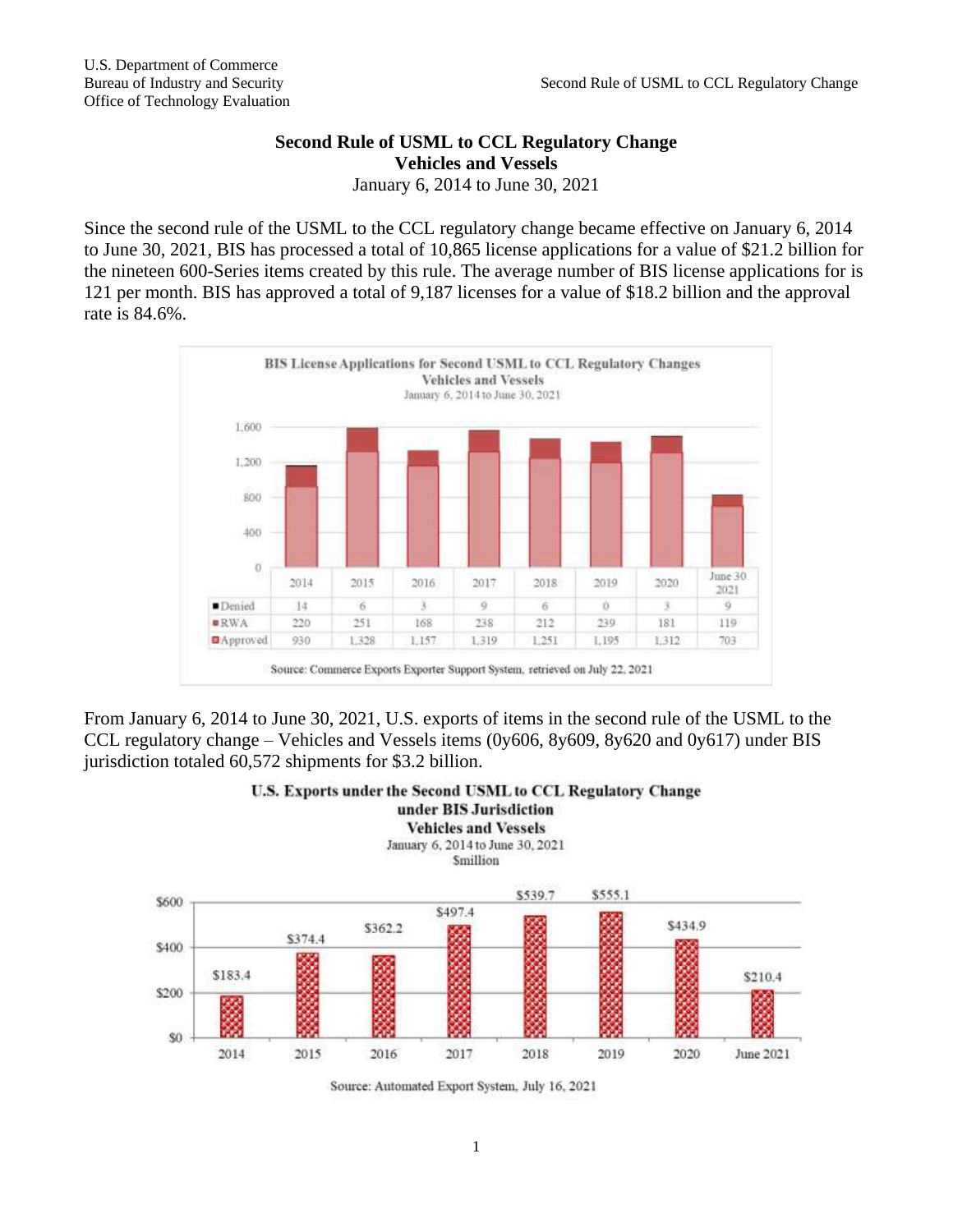# Second Rule of USML to CCL Regulatory Change
## Vehicles and Vessels
January 6, 2014 to June 30, 2021

Since the second rule of the USML to the CCL regulatory change became effective on January 6, 2014 to June 30, 2021, BIS has processed a total of 10,865 license applications for a value of $21.2 billion for the nineteen 600-Series items created by this rule. The average number of BIS license applications for is 121 per month. BIS has approved a total of 9,187 licenses for a value of $18.2 billion and the approval rate is 84.6%.

**BIS License Applications for Second USML to CCL Regulatory Changes**
**Vehicles and Vessels**
January 6, 2014 to June 30, 2021

| | 2014 | 2015 | 2016 | 2017 | 2018 | 2019 | 2020 | June 30 2021 |
|---|---|---|---|---|---|---|---|---|
| Denied | 14 | 6 | 3 | 9 | 6 | 0 | 3 | 9 |
| RWA | 220 | 251 | 168 | 238 | 212 | 239 | 181 | 119 |
| Approved | 930 | 1,328 | 1,157 | 1,319 | 1,251 | 1,195 | 1,312 | 703 |

Source: Commerce Exports Exporter Support System, retrieved on July 22, 2021

From January 6, 2014 to June 30, 2021, U.S. exports of items in the second rule of the USML to the CCL regulatory change – Vehicles and Vessels items (0y606, 8y609, 8y620 and 0y617) under BIS jurisdiction totaled 60,572 shipments for $3.2 billion.

**U.S. Exports under the Second USML to CCL Regulatory Change under BIS Jurisdiction**
**Vehicles and Vessels**
January 6, 2014 to June 30, 2021
$million

| 2014 | 2015 | 2016 | 2017 | 2018 | 2019 | 2020 | June 2021 |
|---|---|---|---|---|---|---|---|
| $183.4 | $374.4 | $362.2 | $497.4 | $539.7 | $555.1 | $434.9 | $210.4 |

Source: Automated Export System, July 16, 2021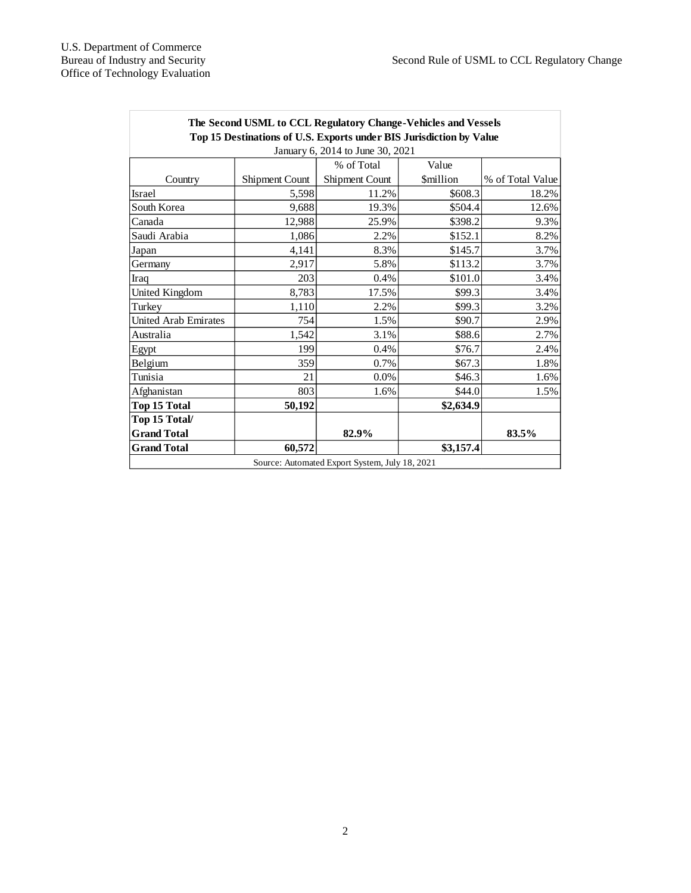**The Second USML to CCL Regulatory Change-Vehicles and Vessels**
**Top 15 Destinations of U.S. Exports under BIS Jurisdiction by Value**
January 6, 2014 to June 30, 2021

| Country | Shipment Count | % of Total Shipment Count | Value $million | % of Total Value |
|---|---|---|---|---|
| Israel | 5,598 | 11.2% | $608.3 | 18.2% |
| South Korea | 9,688 | 19.3% | $504.4 | 12.6% |
| Canada | 12,988 | 25.9% | $398.2 | 9.3% |
| Saudi Arabia | 1,086 | 2.2% | $152.1 | 8.2% |
| Japan | 4,141 | 8.3% | $145.7 | 3.7% |
| Germany | 2,917 | 5.8% | $113.2 | 3.7% |
| Iraq | 203 | 0.4% | $101.0 | 3.4% |
| United Kingdom | 8,783 | 17.5% | $99.3 | 3.4% |
| Turkey | 1,110 | 2.2% | $99.3 | 3.2% |
| United Arab Emirates | 754 | 1.5% | $90.7 | 2.9% |
| Australia | 1,542 | 3.1% | $88.6 | 2.7% |
| Egypt | 199 | 0.4% | $76.7 | 2.4% |
| Belgium | 359 | 0.7% | $67.3 | 1.8% |
| Tunisia | 21 | 0.0% | $46.3 | 1.6% |
| Afghanistan | 803 | 1.6% | $44.0 | 1.5% |
| **Top 15 Total** | **50,192** | | **$2,634.9** | |
| **Top 15 Total/ Grand Total** | | **82.9%** | | **83.5%** |
| **Grand Total** | **60,572** | | **$3,157.4** | |

Source: Automated Export System, July 18, 2021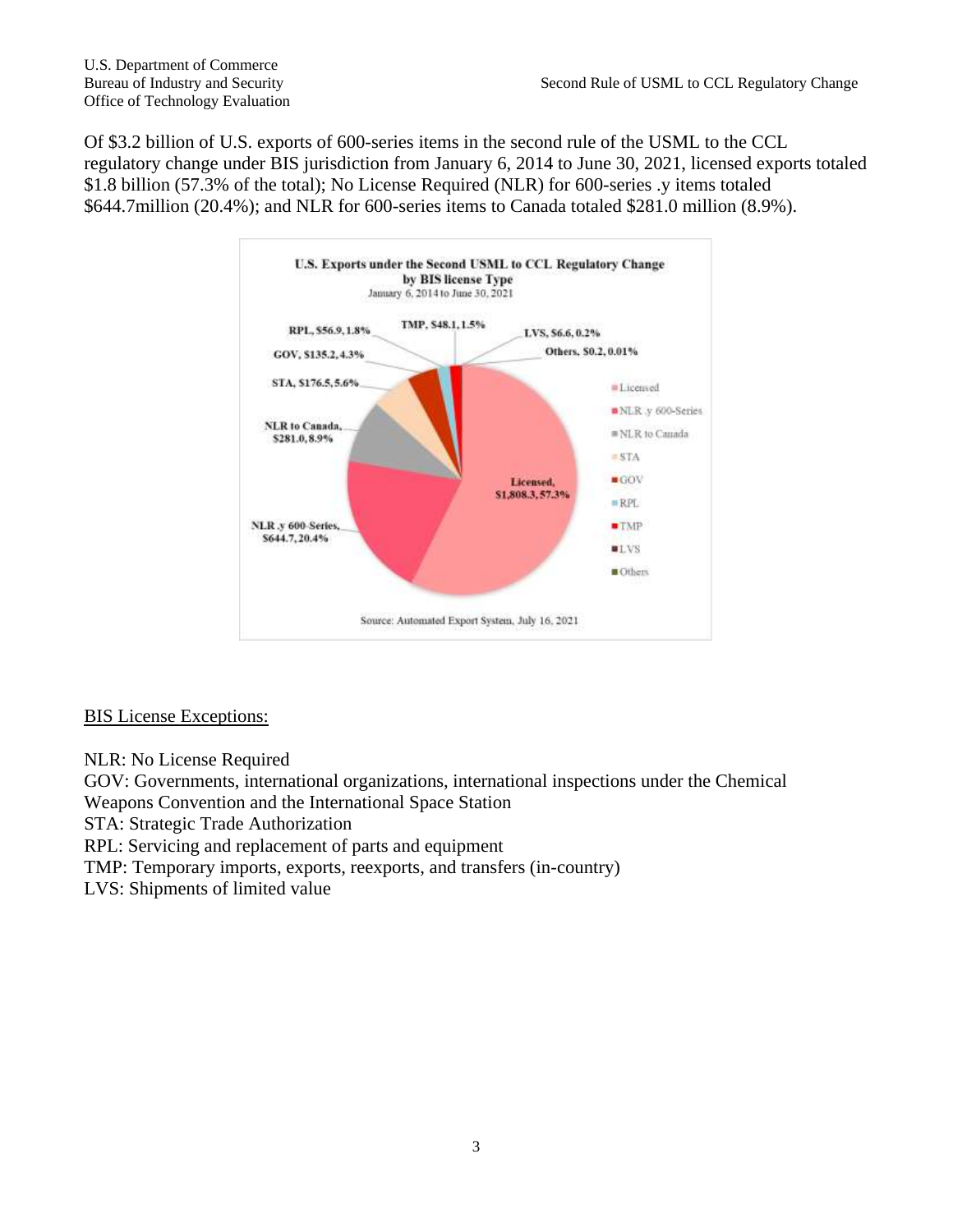Of $3.2 billion of U.S. exports of 600-series items in the second rule of the USML to the CCL regulatory change under BIS jurisdiction from January 6, 2014 to June 30, 2021, licensed exports totaled $1.8 billion (57.3% of the total); No License Required (NLR) for 600-series .y items totaled $644.7million (20.4%); and NLR for 600-series items to Canada totaled $281.0 million (8.9%).

**U.S. Exports under the Second USML to CCL Regulatory Change by BIS license Type**

January 6, 2014 to June 30, 2021

RPL, $56.9, 1.8%

TMP, $48.1, 1.5%

LVS, $6.6, 0.2%

GOV, $135.2, 4.3%

Others, $0.2, 0.01%

STA, $176.5, 5.6%

NLR to Canada, $281.0, 8.9%

Licensed, $1,808.3, 57.3%

NLR .y 600-Series, $644.7, 20.4%

Licensed

NLR .y 600-Series

NLR to Canada

STA

GOV

RPL

TMP

LVS

Others

Source: Automated Export System, July 16, 2021

<u>BIS License Exceptions:</u>

NLR: No License Required
GOV: Governments, international organizations, international inspections under the Chemical Weapons Convention and the International Space Station
STA: Strategic Trade Authorization
RPL: Servicing and replacement of parts and equipment
TMP: Temporary imports, exports, reexports, and transfers (in-country)
LVS: Shipments of limited value